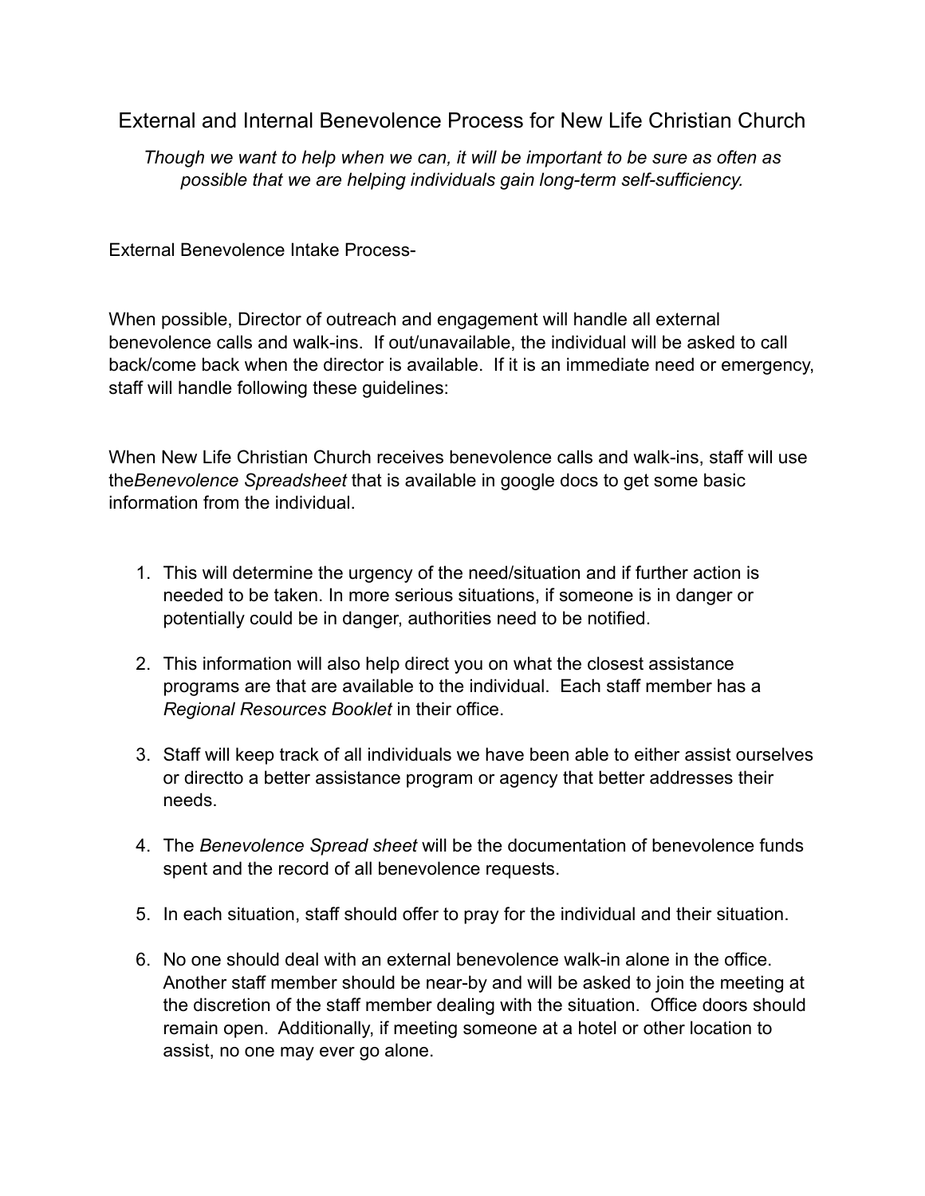# External and Internal Benevolence Process for New Life Christian Church

*Though we want to help when we can, it will be important to be sure as often as possible that we are helping individuals gain long-term self-sufficiency.*

External Benevolence Intake Process-

When possible, Director of outreach and engagement will handle all external benevolence calls and walk-ins. If out/unavailable, the individual will be asked to call back/come back when the director is available. If it is an immediate need or emergency, staff will handle following these guidelines:

When New Life Christian Church receives benevolence calls and walk-ins, staff will use the*Benevolence Spreadsheet* that is available in google docs to get some basic information from the individual.

1. This will determine the urgency of the need/situation and if further action is needed to be taken. In more serious situations, if someone is in danger or potentially could be in danger, authorities need to be notified.
2. This information will also help direct you on what the closest assistance programs are that are available to the individual. Each staff member has a *Regional Resources Booklet* in their office.
3. Staff will keep track of all individuals we have been able to either assist ourselves or directto a better assistance program or agency that better addresses their needs.
4. The *Benevolence Spread sheet* will be the documentation of benevolence funds spent and the record of all benevolence requests.
5. In each situation, staff should offer to pray for the individual and their situation.
6. No one should deal with an external benevolence walk-in alone in the office. Another staff member should be near-by and will be asked to join the meeting at the discretion of the staff member dealing with the situation. Office doors should remain open. Additionally, if meeting someone at a hotel or other location to assist, no one may ever go alone.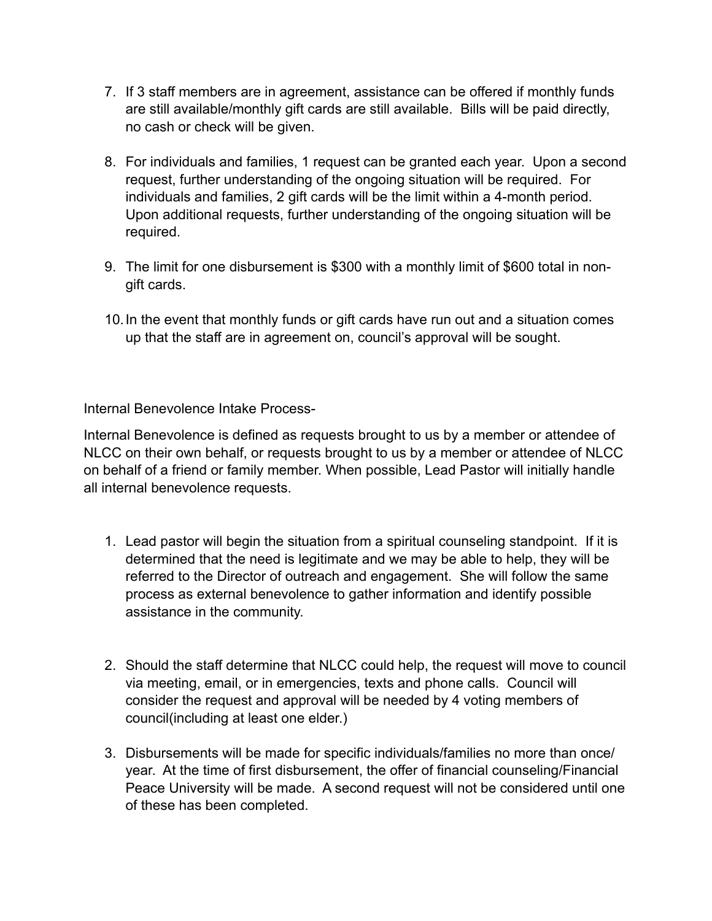7. If 3 staff members are in agreement, assistance can be offered if monthly funds are still available/monthly gift cards are still available. Bills will be paid directly, no cash or check will be given.

8. For individuals and families, 1 request can be granted each year. Upon a second request, further understanding of the ongoing situation will be required. For individuals and families, 2 gift cards will be the limit within a 4-month period. Upon additional requests, further understanding of the ongoing situation will be required.

9. The limit for one disbursement is $300 with a monthly limit of $600 total in non-gift cards.

10. In the event that monthly funds or gift cards have run out and a situation comes up that the staff are in agreement on, council's approval will be sought.

Internal Benevolence Intake Process-

Internal Benevolence is defined as requests brought to us by a member or attendee of NLCC on their own behalf, or requests brought to us by a member or attendee of NLCC on behalf of a friend or family member. When possible, Lead Pastor will initially handle all internal benevolence requests.

1. Lead pastor will begin the situation from a spiritual counseling standpoint. If it is determined that the need is legitimate and we may be able to help, they will be referred to the Director of outreach and engagement. She will follow the same process as external benevolence to gather information and identify possible assistance in the community.

2. Should the staff determine that NLCC could help, the request will move to council via meeting, email, or in emergencies, texts and phone calls. Council will consider the request and approval will be needed by 4 voting members of council(including at least one elder.)

3. Disbursements will be made for specific individuals/families no more than once/year. At the time of first disbursement, the offer of financial counseling/Financial Peace University will be made. A second request will not be considered until one of these has been completed.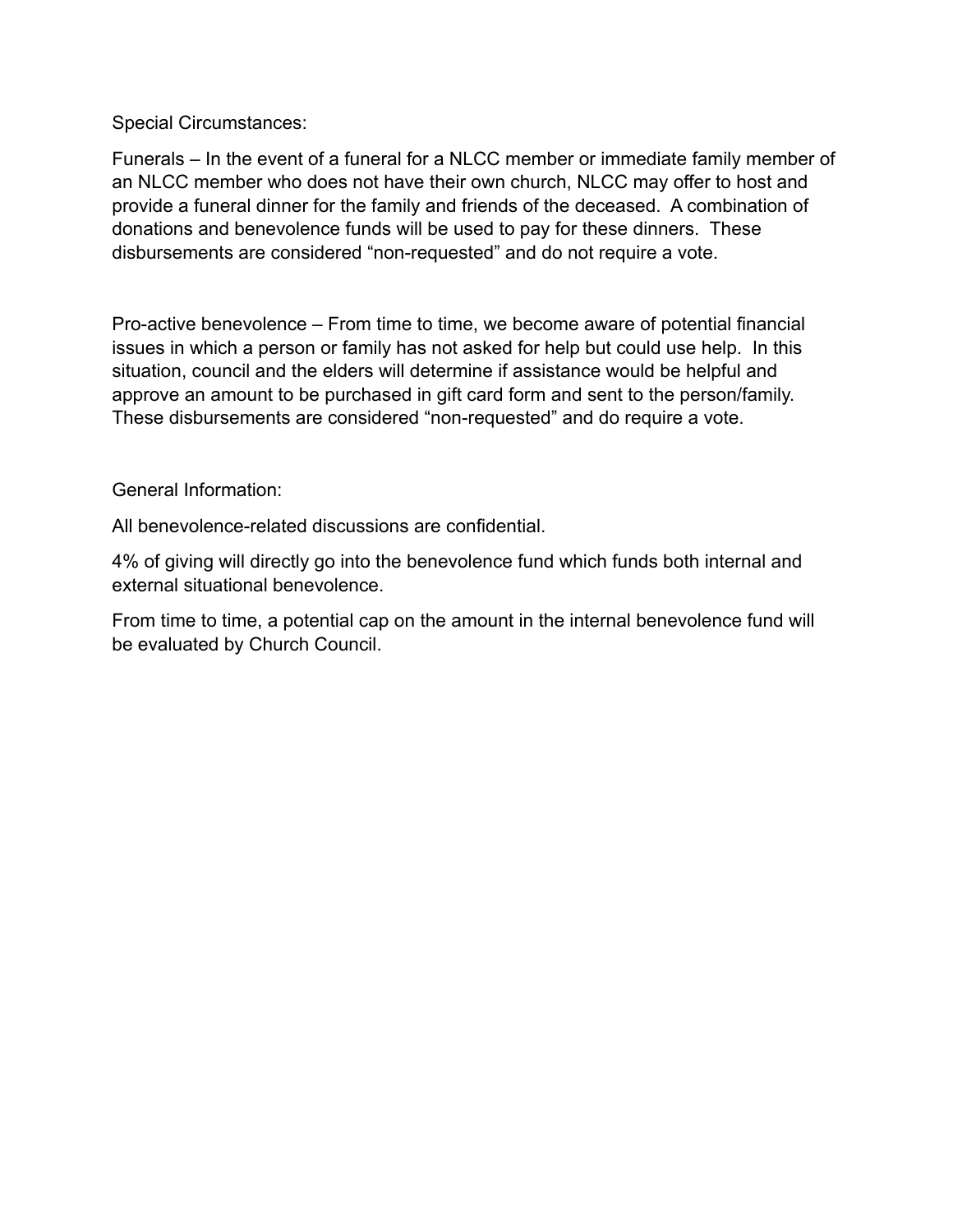Special Circumstances:

Funerals – In the event of a funeral for a NLCC member or immediate family member of an NLCC member who does not have their own church, NLCC may offer to host and provide a funeral dinner for the family and friends of the deceased. A combination of donations and benevolence funds will be used to pay for these dinners. These disbursements are considered "non-requested" and do not require a vote.

Pro-active benevolence – From time to time, we become aware of potential financial issues in which a person or family has not asked for help but could use help. In this situation, council and the elders will determine if assistance would be helpful and approve an amount to be purchased in gift card form and sent to the person/family. These disbursements are considered "non-requested" and do require a vote.

General Information:

All benevolence-related discussions are confidential.

4% of giving will directly go into the benevolence fund which funds both internal and external situational benevolence.

From time to time, a potential cap on the amount in the internal benevolence fund will be evaluated by Church Council.